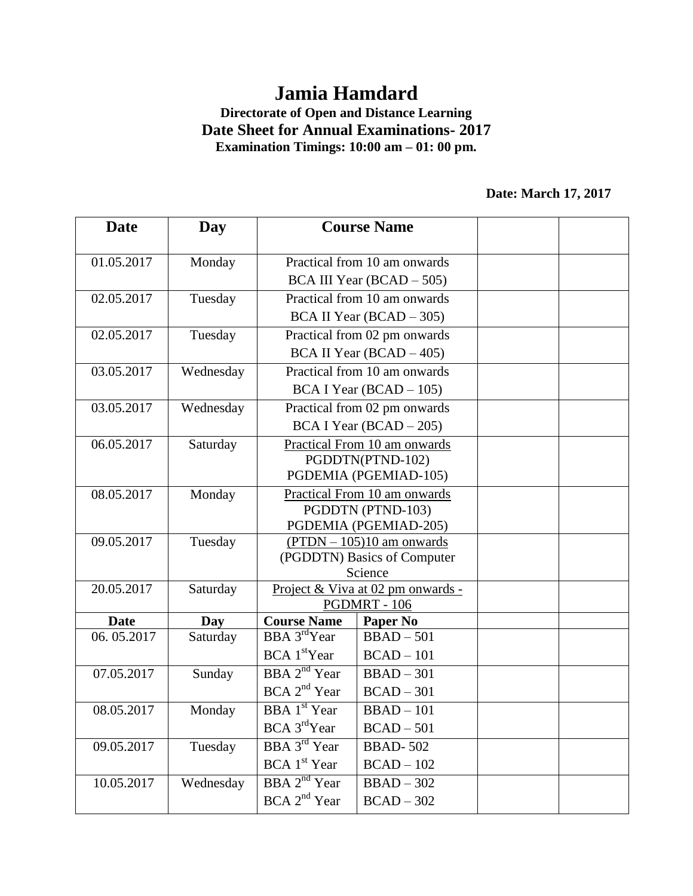# Jamia Hamdard

### Directorate of Open and Distance Learning

## Date Sheet for Annual Examinations- 2017

**Examination Timings: 10:00 am – 01: 00 pm.**

**Date: March 17, 2017**

| Date | Day | Course Name | | | |
|---|---|---|---|---|---|
| 01.05.2017 | Monday | Practical from 10 am onwards BCA III Year (BCAD – 505) | | | |
| 02.05.2017 | Tuesday | Practical from 10 am onwards BCA II Year (BCAD – 305) | | | |
| 02.05.2017 | Tuesday | Practical from 02 pm onwards BCA II Year (BCAD – 405) | | | |
| 03.05.2017 | Wednesday | Practical from 10 am onwards BCA I Year (BCAD – 105) | | | |
| 03.05.2017 | Wednesday | Practical from 02 pm onwards BCA I Year (BCAD – 205) | | | |
| 06.05.2017 | Saturday | Practical From 10 am onwards PGDDTN(PTND-102) PGDEMIA (PGEMIAD-105) | | | |
| 08.05.2017 | Monday | Practical From 10 am onwards PGDDTN (PTND-103) PGDEMIA (PGEMIAD-205) | | | |
| 09.05.2017 | Tuesday | (PTDN – 105)10 am onwards (PGDDTN) Basics of Computer Science | | | |
| 20.05.2017 | Saturday | Project & Viva at 02 pm onwards - PGDMRT - 106 | | | |
| **Date** | **Day** | **Course Name** | **Paper No** | | |
| 06. 05.2017 | Saturday | BBA 3rd Year<br>BCA 1st Year | BBAD – 501<br>BCAD – 101 | | |
| 07.05.2017 | Sunday | BBA 2nd Year<br>BCA 2nd Year | BBAD – 301<br>BCAD – 301 | | |
| 08.05.2017 | Monday | BBA 1st Year<br>BCA 3rd Year | BBAD – 101<br>BCAD – 501 | | |
| 09.05.2017 | Tuesday | BBA 3rd Year<br>BCA 1st Year | BBAD- 502<br>BCAD – 102 | | |
| 10.05.2017 | Wednesday | BBA 2nd Year<br>BCA 2nd Year | BBAD – 302<br>BCAD – 302 | | |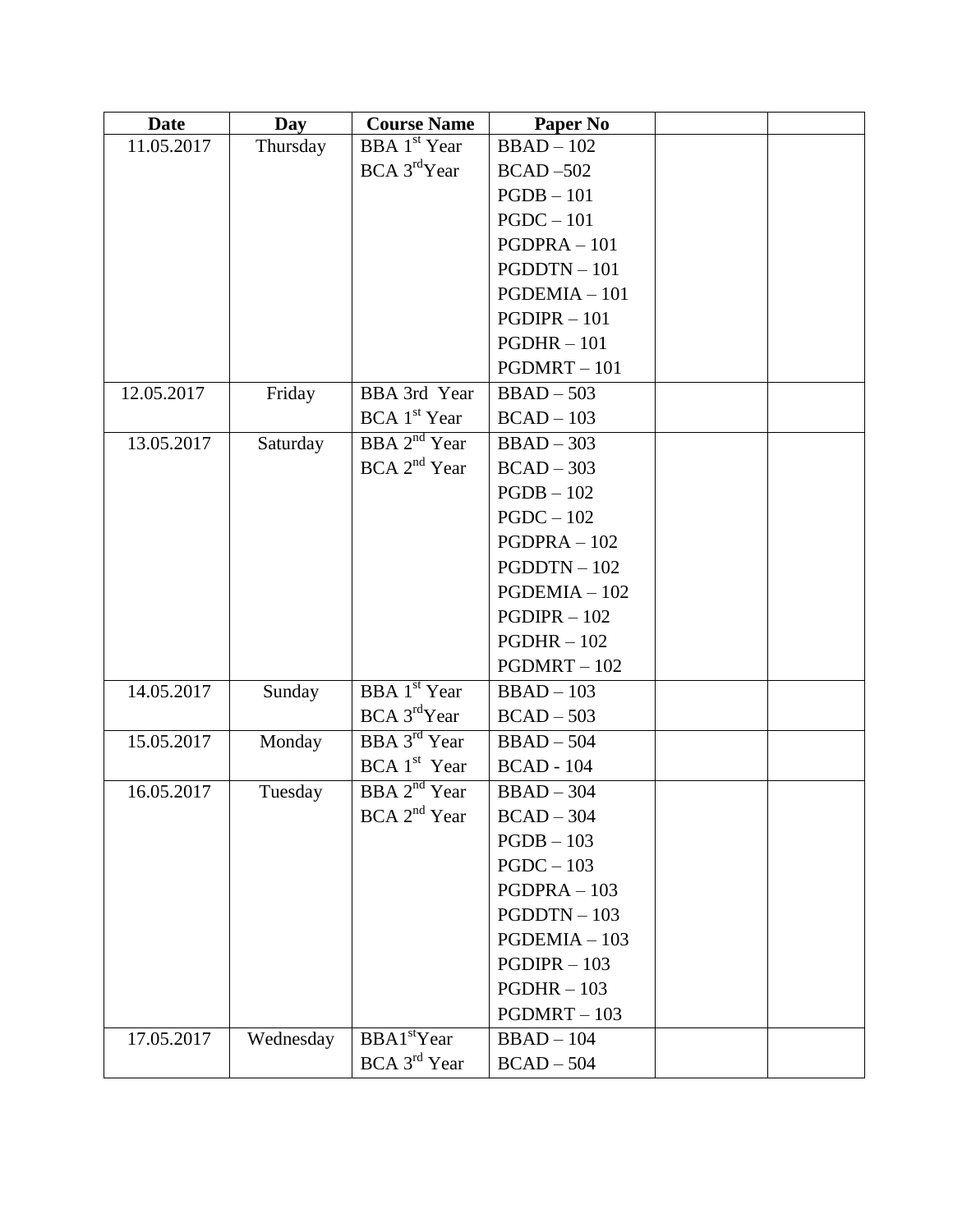| Date | Day | Course Name | Paper No | | |
|---|---|---|---|---|---|
| 11.05.2017 | Thursday | BBA 1st Year | BBAD – 102 | | |
| | | BCA 3rdYear | BCAD –502 | | |
| | | | PGDB – 101 | | |
| | | | PGDC – 101 | | |
| | | | PGDPRA – 101 | | |
| | | | PGDDTN – 101 | | |
| | | | PGDEMIA – 101 | | |
| | | | PGDIPR – 101 | | |
| | | | PGDHR – 101 | | |
| | | | PGDMRT – 101 | | |
| 12.05.2017 | Friday | BBA 3rd Year | BBAD – 503 | | |
| | | BCA 1st Year | BCAD – 103 | | |
| 13.05.2017 | Saturday | BBA 2nd Year | BBAD – 303 | | |
| | | BCA 2nd Year | BCAD – 303 | | |
| | | | PGDB – 102 | | |
| | | | PGDC – 102 | | |
| | | | PGDPRA – 102 | | |
| | | | PGDDTN – 102 | | |
| | | | PGDEMIA – 102 | | |
| | | | PGDIPR – 102 | | |
| | | | PGDHR – 102 | | |
| | | | PGDMRT – 102 | | |
| 14.05.2017 | Sunday | BBA 1st Year | BBAD – 103 | | |
| | | BCA 3rdYear | BCAD – 503 | | |
| 15.05.2017 | Monday | BBA 3rd Year | BBAD – 504 | | |
| | | BCA 1st Year | BCAD - 104 | | |
| 16.05.2017 | Tuesday | BBA 2nd Year | BBAD – 304 | | |
| | | BCA 2nd Year | BCAD – 304 | | |
| | | | PGDB – 103 | | |
| | | | PGDC – 103 | | |
| | | | PGDPRA – 103 | | |
| | | | PGDDTN – 103 | | |
| | | | PGDEMIA – 103 | | |
| | | | PGDIPR – 103 | | |
| | | | PGDHR – 103 | | |
| | | | PGDMRT – 103 | | |
| 17.05.2017 | Wednesday | BBA1stYear | BBAD – 104 | | |
| | | BCA 3rd Year | BCAD – 504 | | |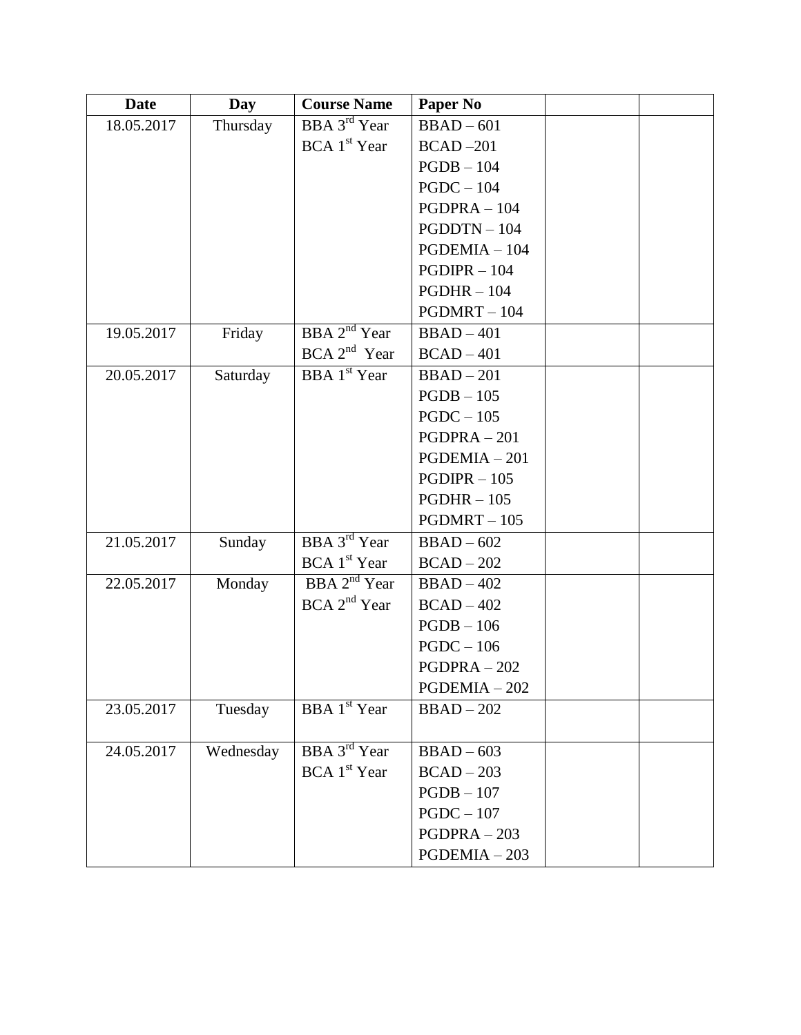| Date | Day | Course Name | Paper No | | |
|---|---|---|---|---|---|
| 18.05.2017 | Thursday | BBA 3rd Year | BBAD – 601 | | |
| | | BCA 1st Year | BCAD –201 | | |
| | | | PGDB – 104 | | |
| | | | PGDC – 104 | | |
| | | | PGDPRA – 104 | | |
| | | | PGDDTN – 104 | | |
| | | | PGDEMIA – 104 | | |
| | | | PGDIPR – 104 | | |
| | | | PGDHR – 104 | | |
| | | | PGDMRT – 104 | | |
| 19.05.2017 | Friday | BBA 2nd Year | BBAD – 401 | | |
| | | BCA 2nd Year | BCAD – 401 | | |
| 20.05.2017 | Saturday | BBA 1st Year | BBAD – 201 | | |
| | | | PGDB – 105 | | |
| | | | PGDC – 105 | | |
| | | | PGDPRA – 201 | | |
| | | | PGDEMIA – 201 | | |
| | | | PGDIPR – 105 | | |
| | | | PGDHR – 105 | | |
| | | | PGDMRT – 105 | | |
| 21.05.2017 | Sunday | BBA 3rd Year | BBAD – 602 | | |
| | | BCA 1st Year | BCAD – 202 | | |
| 22.05.2017 | Monday | BBA 2nd Year | BBAD – 402 | | |
| | | BCA 2nd Year | BCAD – 402 | | |
| | | | PGDB – 106 | | |
| | | | PGDC – 106 | | |
| | | | PGDPRA – 202 | | |
| | | | PGDEMIA – 202 | | |
| 23.05.2017 | Tuesday | BBA 1st Year | BBAD – 202 | | |
| 24.05.2017 | Wednesday | BBA 3rd Year | BBAD – 603 | | |
| | | BCA 1st Year | BCAD – 203 | | |
| | | | PGDB – 107 | | |
| | | | PGDC – 107 | | |
| | | | PGDPRA – 203 | | |
| | | | PGDEMIA – 203 | | |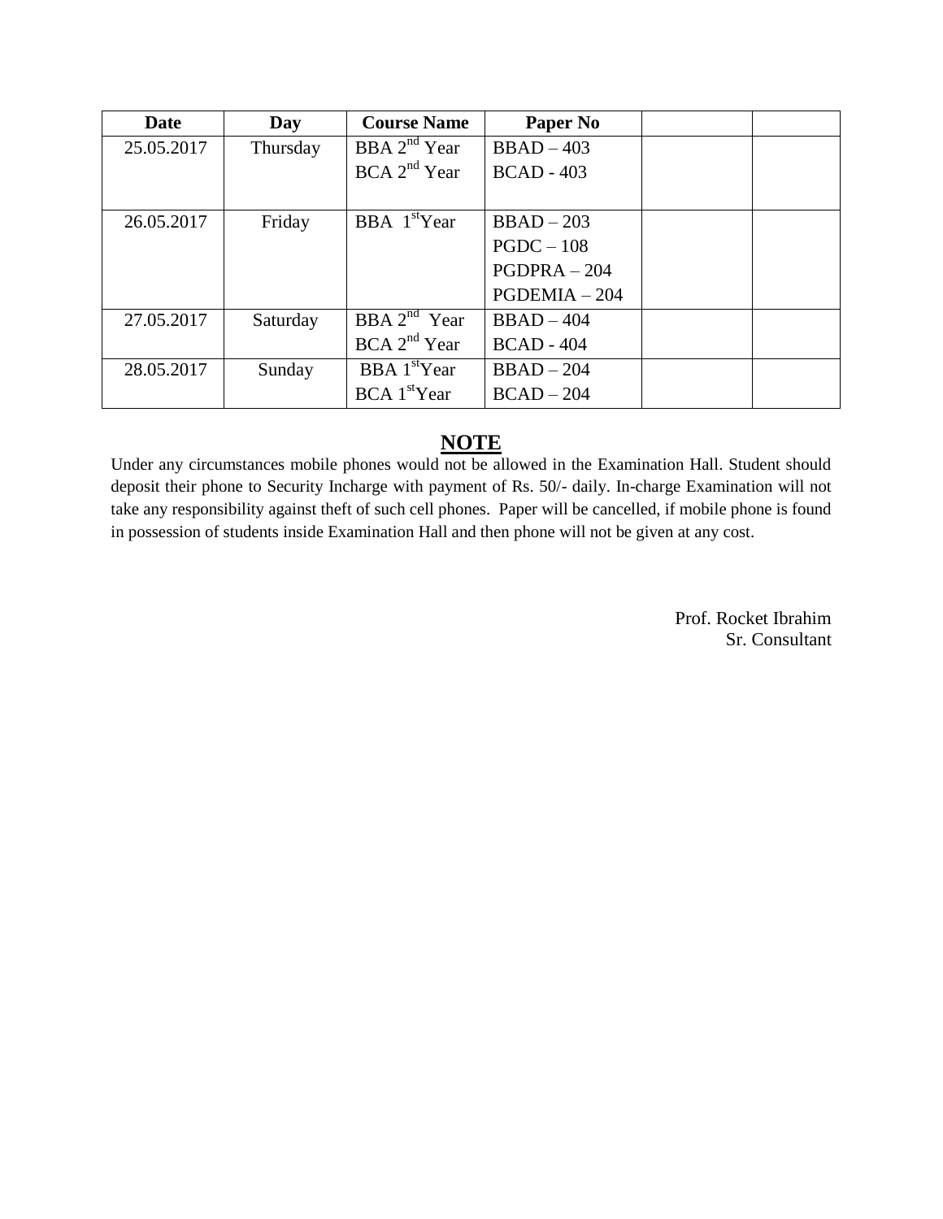| Date | Day | Course Name | Paper No | | |
|---|---|---|---|---|---|
| 25.05.2017 | Thursday | BBA 2nd Year<br>BCA 2nd Year | BBAD – 403<br>BCAD - 403 | | |
| 26.05.2017 | Friday | BBA 1stYear | BBAD – 203<br>PGDC – 108<br>PGDPRA – 204<br>PGDEMIA – 204 | | |
| 27.05.2017 | Saturday | BBA 2nd Year<br>BCA 2nd Year | BBAD – 404<br>BCAD - 404 | | |
| 28.05.2017 | Sunday | BBA 1stYear<br>BCA 1stYear | BBAD – 204<br>BCAD – 204 | | |

## NOTE

Under any circumstances mobile phones would not be allowed in the Examination Hall. Student should deposit their phone to Security Incharge with payment of Rs. 50/- daily. In-charge Examination will not take any responsibility against theft of such cell phones. Paper will be cancelled, if mobile phone is found in possession of students inside Examination Hall and then phone will not be given at any cost.

Prof. Rocket Ibrahim
Sr. Consultant